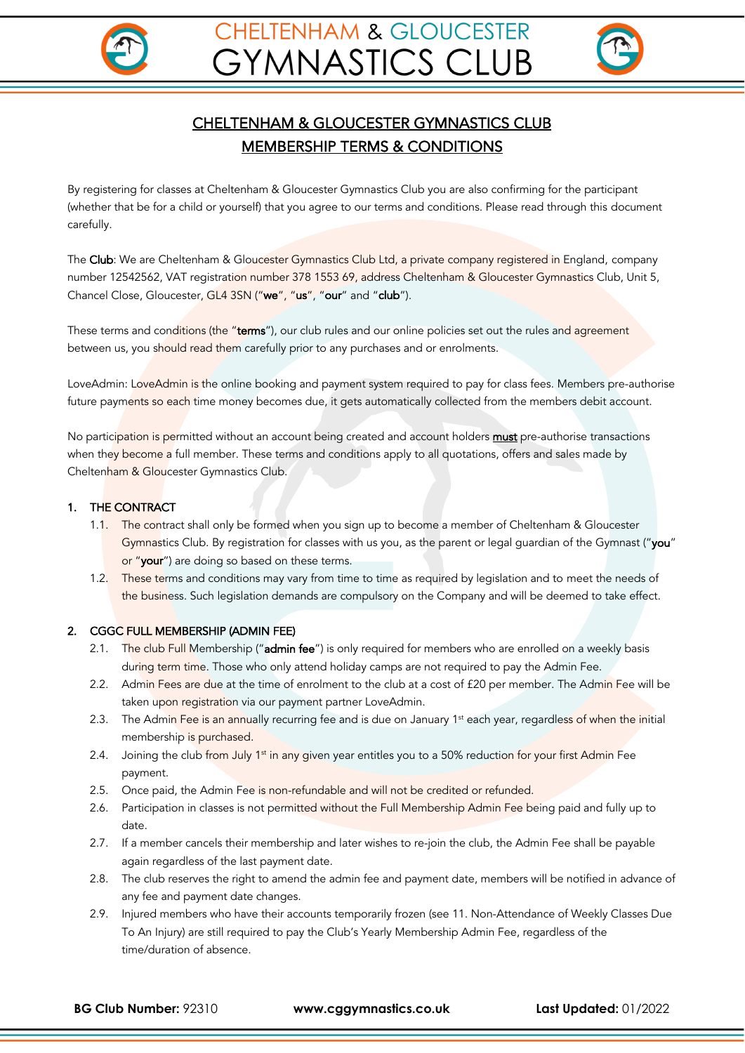# CHELTENHAM & GLOUCESTER GYMNASTICS CLUB

## MEMBERSHIP TERMS & CONDITIONS

By registering for classes at Cheltenham & Gloucester Gymnastics Club you are also confirming for the participant (whether that be for a child or yourself) that you agree to our terms and conditions. Please read through this document carefully.

The **Club**: We are Cheltenham & Gloucester Gymnastics Club Ltd, a private company registered in England, company number 12542562, VAT registration number 378 1553 69, address Cheltenham & Gloucester Gymnastics Club, Unit 5, Chancel Close, Gloucester, GL4 3SN ("**we**", "**us**", "**our**" and "**club**").

These terms and conditions (the "**terms**"), our club rules and our online policies set out the rules and agreement between us, you should read them carefully prior to any purchases and or enrolments.

LoveAdmin: LoveAdmin is the online booking and payment system required to pay for class fees. Members pre-authorise future payments so each time money becomes due, it gets automatically collected from the members debit account.

No participation is permitted without an account being created and account holders **must** pre-authorise transactions when they become a full member. These terms and conditions apply to all quotations, offers and sales made by Cheltenham & Gloucester Gymnastics Club.

### 1. THE CONTRACT

1.1. The contract shall only be formed when you sign up to become a member of Cheltenham & Gloucester Gymnastics Club. By registration for classes with us you, as the parent or legal guardian of the Gymnast ("**you**" or "**your**") are doing so based on these terms.

1.2. These terms and conditions may vary from time to time as required by legislation and to meet the needs of the business. Such legislation demands are compulsory on the Company and will be deemed to take effect.

### 2. CGGC FULL MEMBERSHIP (ADMIN FEE)

2.1. The club Full Membership ("**admin fee**") is only required for members who are enrolled on a weekly basis during term time. Those who only attend holiday camps are not required to pay the Admin Fee.

2.2. Admin Fees are due at the time of enrolment to the club at a cost of £20 per member. The Admin Fee will be taken upon registration via our payment partner LoveAdmin.

2.3. The Admin Fee is an annually recurring fee and is due on January 1st each year, regardless of when the initial membership is purchased.

2.4. Joining the club from July 1st in any given year entitles you to a 50% reduction for your first Admin Fee payment.

2.5. Once paid, the Admin Fee is non-refundable and will not be credited or refunded.

2.6. Participation in classes is not permitted without the Full Membership Admin Fee being paid and fully up to date.

2.7. If a member cancels their membership and later wishes to re-join the club, the Admin Fee shall be payable again regardless of the last payment date.

2.8. The club reserves the right to amend the admin fee and payment date, members will be notified in advance of any fee and payment date changes.

2.9. Injured members who have their accounts temporarily frozen (see 11. Non-Attendance of Weekly Classes Due To An Injury) are still required to pay the Club's Yearly Membership Admin Fee, regardless of the time/duration of absence.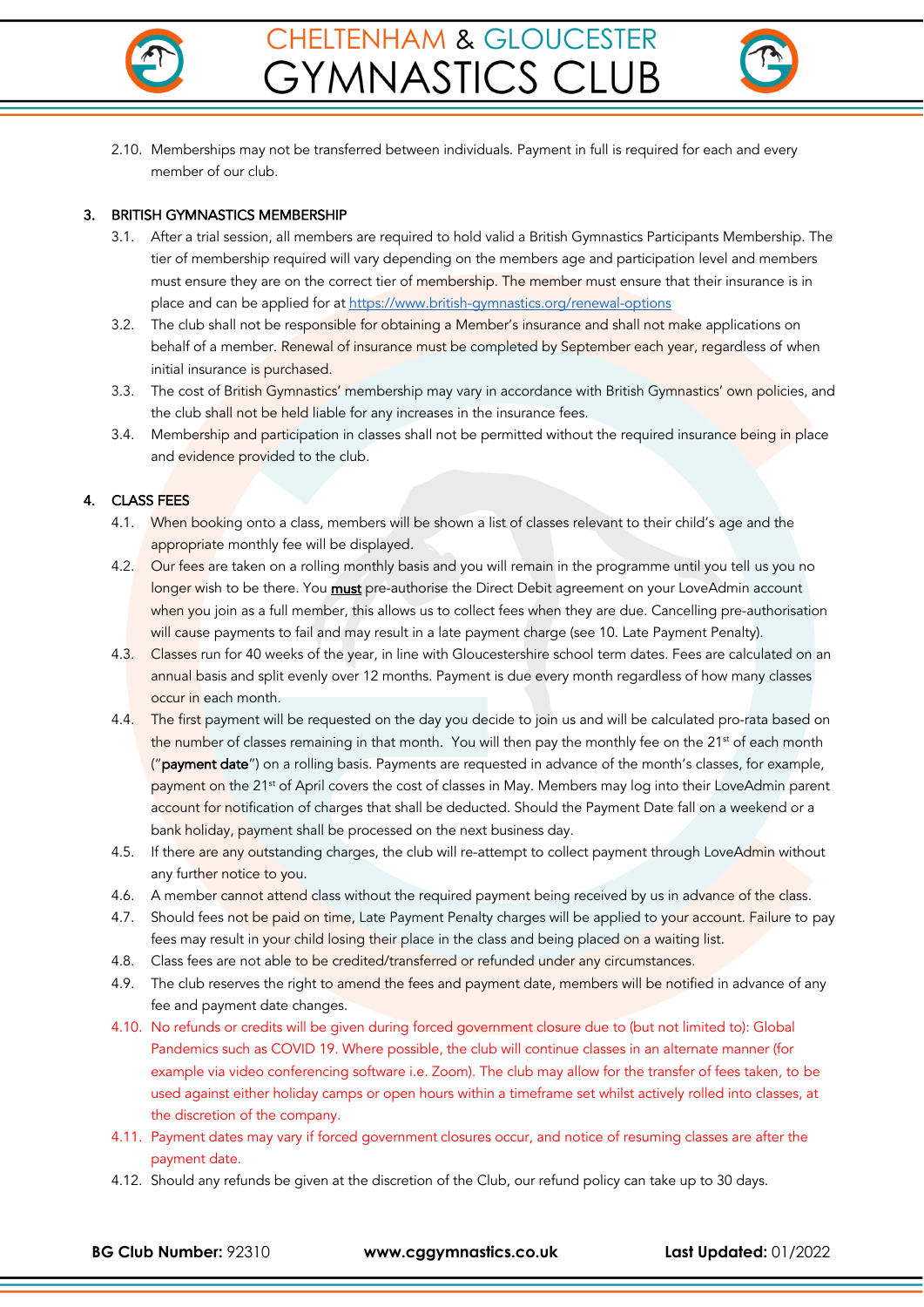2.10. Memberships may not be transferred between individuals. Payment in full is required for each and every member of our club.

## 3. BRITISH GYMNASTICS MEMBERSHIP

3.1. After a trial session, all members are required to hold valid a British Gymnastics Participants Membership. The tier of membership required will vary depending on the members age and participation level and members must ensure they are on the correct tier of membership. The member must ensure that their insurance is in place and can be applied for at https://www.british-gymnastics.org/renewal-options

3.2. The club shall not be responsible for obtaining a Member's insurance and shall not make applications on behalf of a member. Renewal of insurance must be completed by September each year, regardless of when initial insurance is purchased.

3.3. The cost of British Gymnastics' membership may vary in accordance with British Gymnastics' own policies, and the club shall not be held liable for any increases in the insurance fees.

3.4. Membership and participation in classes shall not be permitted without the required insurance being in place and evidence provided to the club.

## 4. CLASS FEES

4.1. When booking onto a class, members will be shown a list of classes relevant to their child's age and the appropriate monthly fee will be displayed.

4.2. Our fees are taken on a rolling monthly basis and you will remain in the programme until you tell us you no longer wish to be there. You **must** pre-authorise the Direct Debit agreement on your LoveAdmin account when you join as a full member, this allows us to collect fees when they are due. Cancelling pre-authorisation will cause payments to fail and may result in a late payment charge (see 10. Late Payment Penalty).

4.3. Classes run for 40 weeks of the year, in line with Gloucestershire school term dates. Fees are calculated on an annual basis and split evenly over 12 months. Payment is due every month regardless of how many classes occur in each month.

4.4. The first payment will be requested on the day you decide to join us and will be calculated pro-rata based on the number of classes remaining in that month. You will then pay the monthly fee on the 21st of each month ("**payment date**") on a rolling basis. Payments are requested in advance of the month's classes, for example, payment on the 21st of April covers the cost of classes in May. Members may log into their LoveAdmin parent account for notification of charges that shall be deducted. Should the Payment Date fall on a weekend or a bank holiday, payment shall be processed on the next business day.

4.5. If there are any outstanding charges, the club will re-attempt to collect payment through LoveAdmin without any further notice to you.

4.6. A member cannot attend class without the required payment being received by us in advance of the class.

4.7. Should fees not be paid on time, Late Payment Penalty charges will be applied to your account. Failure to pay fees may result in your child losing their place in the class and being placed on a waiting list.

4.8. Class fees are not able to be credited/transferred or refunded under any circumstances.

4.9. The club reserves the right to amend the fees and payment date, members will be notified in advance of any fee and payment date changes.

4.10. No refunds or credits will be given during forced government closure due to (but not limited to): Global Pandemics such as COVID 19. Where possible, the club will continue classes in an alternate manner (for example via video conferencing software i.e. Zoom). The club may allow for the transfer of fees taken, to be used against either holiday camps or open hours within a timeframe set whilst actively rolled into classes, at the discretion of the company.

4.11. Payment dates may vary if forced government closures occur, and notice of resuming classes are after the payment date.

4.12. Should any refunds be given at the discretion of the Club, our refund policy can take up to 30 days.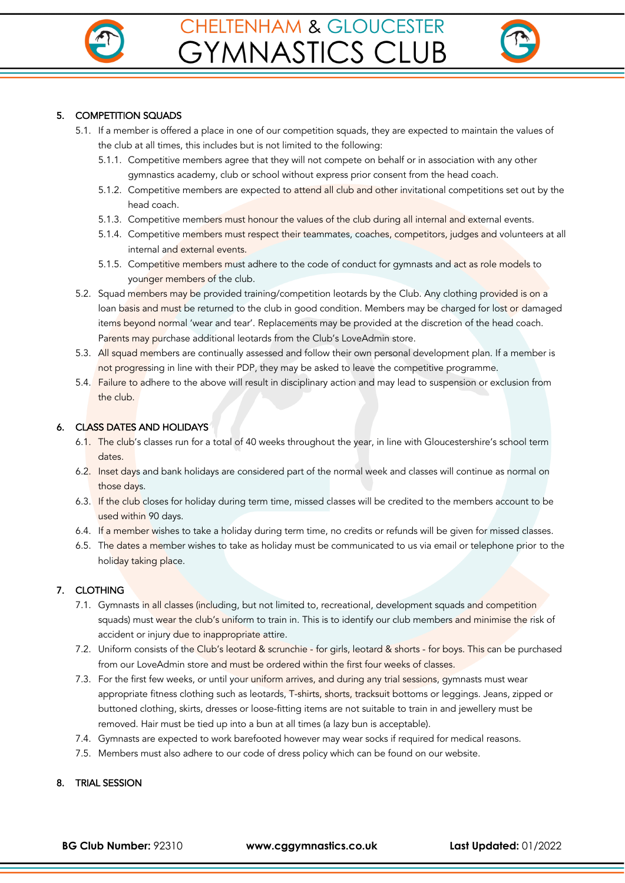## 5. COMPETITION SQUADS

5.1. If a member is offered a place in one of our competition squads, they are expected to maintain the values of the club at all times, this includes but is not limited to the following:

  5.1.1. Competitive members agree that they will not compete on behalf or in association with any other gymnastics academy, club or school without express prior consent from the head coach.

  5.1.2. Competitive members are expected to attend all club and other invitational competitions set out by the head coach.

  5.1.3. Competitive members must honour the values of the club during all internal and external events.

  5.1.4. Competitive members must respect their teammates, coaches, competitors, judges and volunteers at all internal and external events.

  5.1.5. Competitive members must adhere to the code of conduct for gymnasts and act as role models to younger members of the club.

5.2. Squad members may be provided training/competition leotards by the Club. Any clothing provided is on a loan basis and must be returned to the club in good condition. Members may be charged for lost or damaged items beyond normal 'wear and tear'. Replacements may be provided at the discretion of the head coach. Parents may purchase additional leotards from the Club's LoveAdmin store.

5.3. All squad members are continually assessed and follow their own personal development plan. If a member is not progressing in line with their PDP, they may be asked to leave the competitive programme.

5.4. Failure to adhere to the above will result in disciplinary action and may lead to suspension or exclusion from the club.

## 6. CLASS DATES AND HOLIDAYS

6.1. The club's classes run for a total of 40 weeks throughout the year, in line with Gloucestershire's school term dates.

6.2. Inset days and bank holidays are considered part of the normal week and classes will continue as normal on those days.

6.3. If the club closes for holiday during term time, missed classes will be credited to the members account to be used within 90 days.

6.4. If a member wishes to take a holiday during term time, no credits or refunds will be given for missed classes.

6.5. The dates a member wishes to take as holiday must be communicated to us via email or telephone prior to the holiday taking place.

## 7. CLOTHING

7.1. Gymnasts in all classes (including, but not limited to, recreational, development squads and competition squads) must wear the club's uniform to train in. This is to identify our club members and minimise the risk of accident or injury due to inappropriate attire.

7.2. Uniform consists of the Club's leotard & scrunchie - for girls, leotard & shorts - for boys. This can be purchased from our LoveAdmin store and must be ordered within the first four weeks of classes.

7.3. For the first few weeks, or until your uniform arrives, and during any trial sessions, gymnasts must wear appropriate fitness clothing such as leotards, T-shirts, shorts, tracksuit bottoms or leggings. Jeans, zipped or buttoned clothing, skirts, dresses or loose-fitting items are not suitable to train in and jewellery must be removed. Hair must be tied up into a bun at all times (a lazy bun is acceptable).

7.4. Gymnasts are expected to work barefooted however may wear socks if required for medical reasons.

7.5. Members must also adhere to our code of dress policy which can be found on our website.

## 8. TRIAL SESSION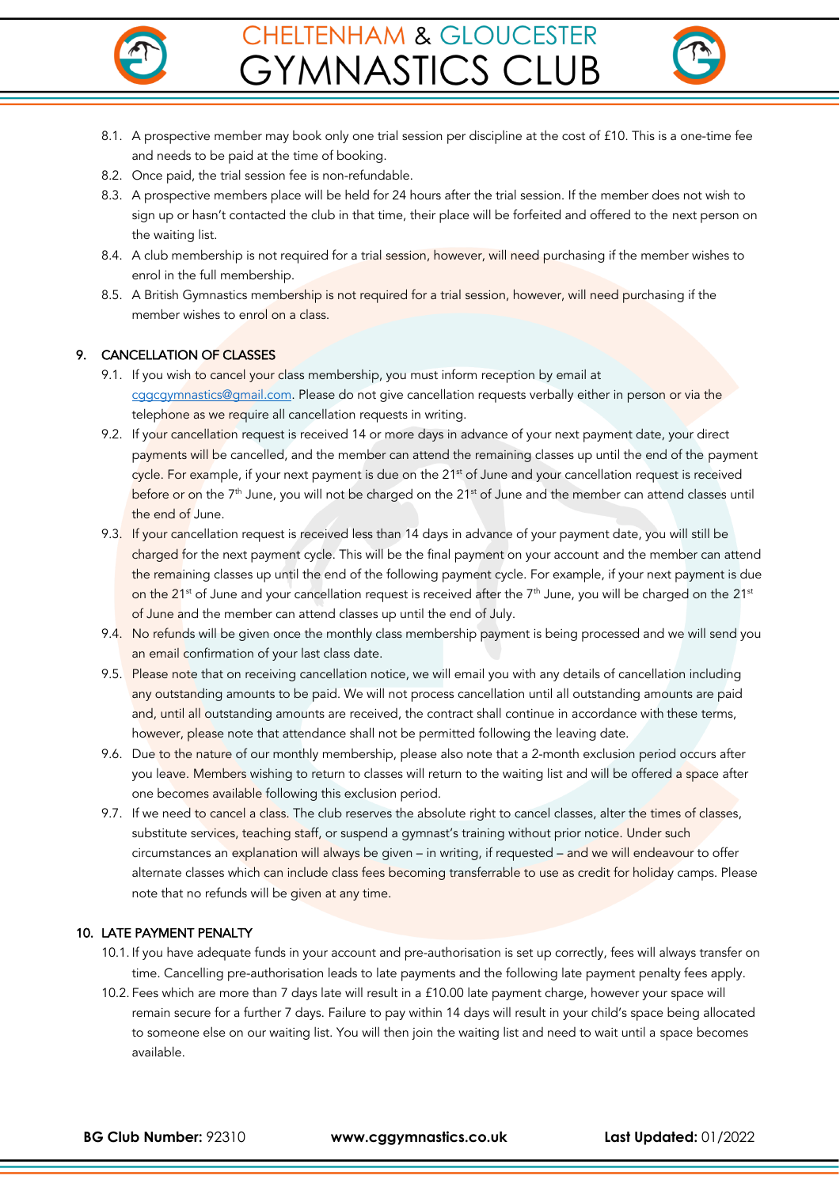8.1. A prospective member may book only one trial session per discipline at the cost of £10. This is a one-time fee and needs to be paid at the time of booking.

8.2. Once paid, the trial session fee is non-refundable.

8.3. A prospective members place will be held for 24 hours after the trial session. If the member does not wish to sign up or hasn't contacted the club in that time, their place will be forfeited and offered to the next person on the waiting list.

8.4. A club membership is not required for a trial session, however, will need purchasing if the member wishes to enrol in the full membership.

8.5. A British Gymnastics membership is not required for a trial session, however, will need purchasing if the member wishes to enrol on a class.

## 9. CANCELLATION OF CLASSES

9.1. If you wish to cancel your class membership, you must inform reception by email at cggcgymnastics@gmail.com. Please do not give cancellation requests verbally either in person or via the telephone as we require all cancellation requests in writing.

9.2. If your cancellation request is received 14 or more days in advance of your next payment date, your direct payments will be cancelled, and the member can attend the remaining classes up until the end of the payment cycle. For example, if your next payment is due on the 21st of June and your cancellation request is received before or on the 7th June, you will not be charged on the 21st of June and the member can attend classes until the end of June.

9.3. If your cancellation request is received less than 14 days in advance of your payment date, you will still be charged for the next payment cycle. This will be the final payment on your account and the member can attend the remaining classes up until the end of the following payment cycle. For example, if your next payment is due on the 21st of June and your cancellation request is received after the 7th June, you will be charged on the 21st of June and the member can attend classes up until the end of July.

9.4. No refunds will be given once the monthly class membership payment is being processed and we will send you an email confirmation of your last class date.

9.5. Please note that on receiving cancellation notice, we will email you with any details of cancellation including any outstanding amounts to be paid. We will not process cancellation until all outstanding amounts are paid and, until all outstanding amounts are received, the contract shall continue in accordance with these terms, however, please note that attendance shall not be permitted following the leaving date.

9.6. Due to the nature of our monthly membership, please also note that a 2-month exclusion period occurs after you leave. Members wishing to return to classes will return to the waiting list and will be offered a space after one becomes available following this exclusion period.

9.7. If we need to cancel a class. The club reserves the absolute right to cancel classes, alter the times of classes, substitute services, teaching staff, or suspend a gymnast's training without prior notice. Under such circumstances an explanation will always be given – in writing, if requested – and we will endeavour to offer alternate classes which can include class fees becoming transferrable to use as credit for holiday camps. Please note that no refunds will be given at any time.

## 10. LATE PAYMENT PENALTY

10.1. If you have adequate funds in your account and pre-authorisation is set up correctly, fees will always transfer on time. Cancelling pre-authorisation leads to late payments and the following late payment penalty fees apply.

10.2. Fees which are more than 7 days late will result in a £10.00 late payment charge, however your space will remain secure for a further 7 days. Failure to pay within 14 days will result in your child's space being allocated to someone else on our waiting list. You will then join the waiting list and need to wait until a space becomes available.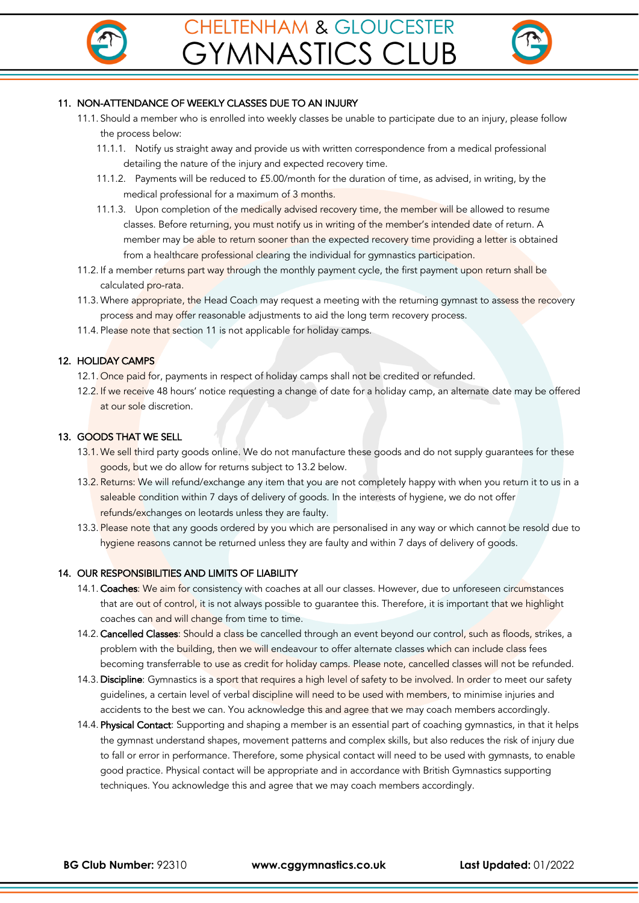## 11. NON-ATTENDANCE OF WEEKLY CLASSES DUE TO AN INJURY

11.1. Should a member who is enrolled into weekly classes be unable to participate due to an injury, please follow the process below:

11.1.1. Notify us straight away and provide us with written correspondence from a medical professional detailing the nature of the injury and expected recovery time.

11.1.2. Payments will be reduced to £5.00/month for the duration of time, as advised, in writing, by the medical professional for a maximum of 3 months.

11.1.3. Upon completion of the medically advised recovery time, the member will be allowed to resume classes. Before returning, you must notify us in writing of the member's intended date of return. A member may be able to return sooner than the expected recovery time providing a letter is obtained from a healthcare professional clearing the individual for gymnastics participation.

11.2. If a member returns part way through the monthly payment cycle, the first payment upon return shall be calculated pro-rata.

11.3. Where appropriate, the Head Coach may request a meeting with the returning gymnast to assess the recovery process and may offer reasonable adjustments to aid the long term recovery process.

11.4. Please note that section 11 is not applicable for holiday camps.

## 12. HOLIDAY CAMPS

12.1. Once paid for, payments in respect of holiday camps shall not be credited or refunded.

12.2. If we receive 48 hours' notice requesting a change of date for a holiday camp, an alternate date may be offered at our sole discretion.

## 13. GOODS THAT WE SELL

13.1. We sell third party goods online. We do not manufacture these goods and do not supply guarantees for these goods, but we do allow for returns subject to 13.2 below.

13.2. Returns: We will refund/exchange any item that you are not completely happy with when you return it to us in a saleable condition within 7 days of delivery of goods. In the interests of hygiene, we do not offer refunds/exchanges on leotards unless they are faulty.

13.3. Please note that any goods ordered by you which are personalised in any way or which cannot be resold due to hygiene reasons cannot be returned unless they are faulty and within 7 days of delivery of goods.

## 14. OUR RESPONSIBILITIES AND LIMITS OF LIABILITY

14.1. **Coaches**: We aim for consistency with coaches at all our classes. However, due to unforeseen circumstances that are out of control, it is not always possible to guarantee this. Therefore, it is important that we highlight coaches can and will change from time to time.

14.2. **Cancelled Classes**: Should a class be cancelled through an event beyond our control, such as floods, strikes, a problem with the building, then we will endeavour to offer alternate classes which can include class fees becoming transferrable to use as credit for holiday camps. Please note, cancelled classes will not be refunded.

14.3. **Discipline**: Gymnastics is a sport that requires a high level of safety to be involved. In order to meet our safety guidelines, a certain level of verbal discipline will need to be used with members, to minimise injuries and accidents to the best we can. You acknowledge this and agree that we may coach members accordingly.

14.4. **Physical Contact**: Supporting and shaping a member is an essential part of coaching gymnastics, in that it helps the gymnast understand shapes, movement patterns and complex skills, but also reduces the risk of injury due to fall or error in performance. Therefore, some physical contact will need to be used with gymnasts, to enable good practice. Physical contact will be appropriate and in accordance with British Gymnastics supporting techniques. You acknowledge this and agree that we may coach members accordingly.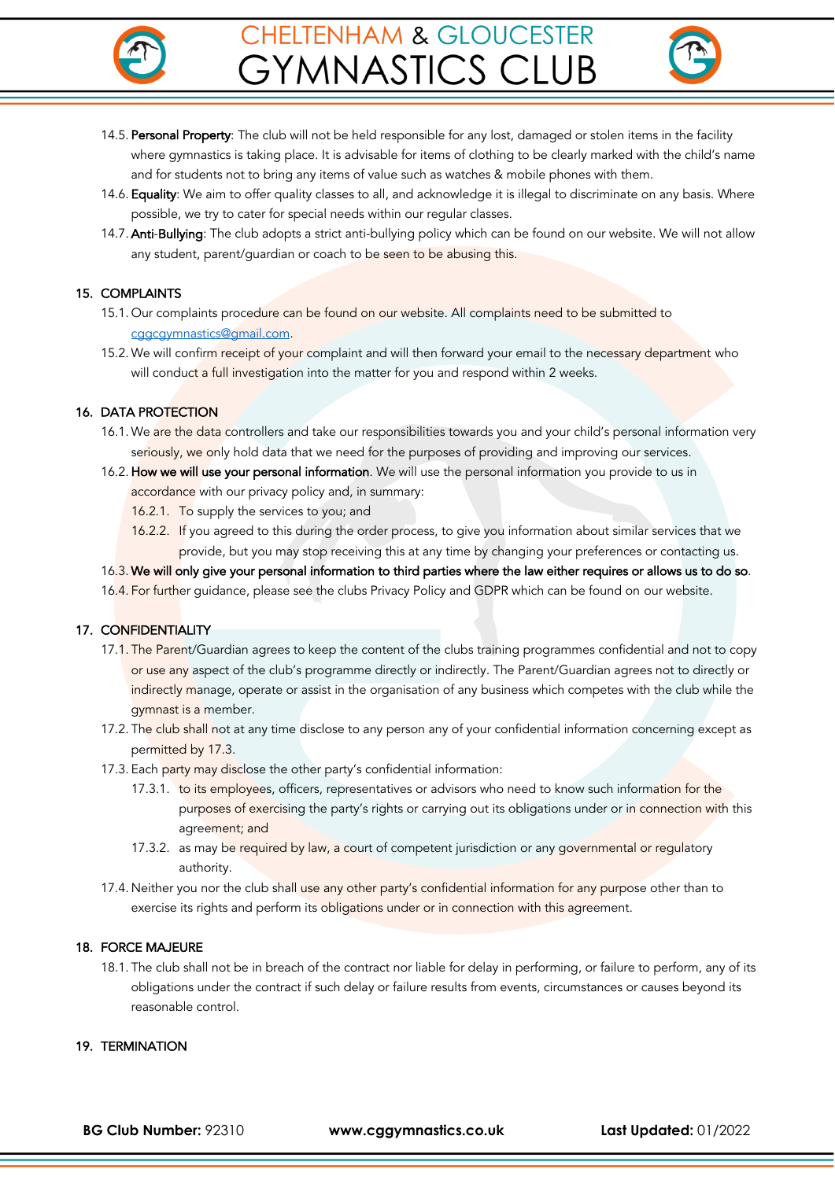14.5. **Personal Property**: The club will not be held responsible for any lost, damaged or stolen items in the facility where gymnastics is taking place. It is advisable for items of clothing to be clearly marked with the child's name and for students not to bring any items of value such as watches & mobile phones with them.

14.6. **Equality**: We aim to offer quality classes to all, and acknowledge it is illegal to discriminate on any basis. Where possible, we try to cater for special needs within our regular classes.

14.7. **Anti-Bullying**: The club adopts a strict anti-bullying policy which can be found on our website. We will not allow any student, parent/guardian or coach to be seen to be abusing this.

## 15. COMPLAINTS

15.1. Our complaints procedure can be found on our website. All complaints need to be submitted to cggcgymnastics@gmail.com.

15.2. We will confirm receipt of your complaint and will then forward your email to the necessary department who will conduct a full investigation into the matter for you and respond within 2 weeks.

## 16. DATA PROTECTION

16.1. We are the data controllers and take our responsibilities towards you and your child's personal information very seriously, we only hold data that we need for the purposes of providing and improving our services.

16.2. **How we will use your personal information**. We will use the personal information you provide to us in accordance with our privacy policy and, in summary:

16.2.1. To supply the services to you; and

16.2.2. If you agreed to this during the order process, to give you information about similar services that we provide, but you may stop receiving this at any time by changing your preferences or contacting us.

16.3. **We will only give your personal information to third parties where the law either requires or allows us to do so**.

16.4. For further guidance, please see the clubs Privacy Policy and GDPR which can be found on our website.

## 17. CONFIDENTIALITY

17.1. The Parent/Guardian agrees to keep the content of the clubs training programmes confidential and not to copy or use any aspect of the club's programme directly or indirectly. The Parent/Guardian agrees not to directly or indirectly manage, operate or assist in the organisation of any business which competes with the club while the gymnast is a member.

17.2. The club shall not at any time disclose to any person any of your confidential information concerning except as permitted by 17.3.

17.3. Each party may disclose the other party's confidential information:

17.3.1. to its employees, officers, representatives or advisors who need to know such information for the purposes of exercising the party's rights or carrying out its obligations under or in connection with this agreement; and

17.3.2. as may be required by law, a court of competent jurisdiction or any governmental or regulatory authority.

17.4. Neither you nor the club shall use any other party's confidential information for any purpose other than to exercise its rights and perform its obligations under or in connection with this agreement.

## 18. FORCE MAJEURE

18.1. The club shall not be in breach of the contract nor liable for delay in performing, or failure to perform, any of its obligations under the contract if such delay or failure results from events, circumstances or causes beyond its reasonable control.

## 19. TERMINATION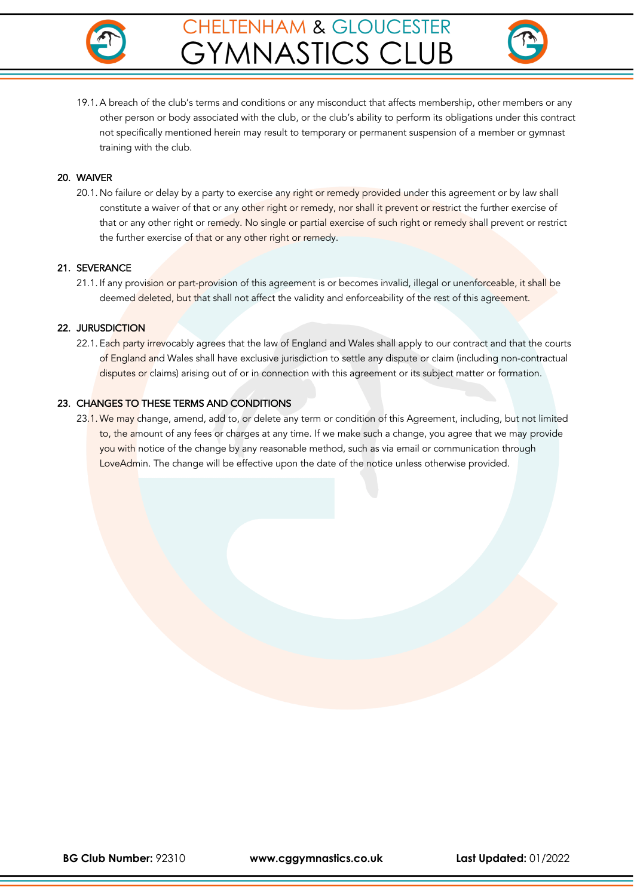19.1. A breach of the club's terms and conditions or any misconduct that affects membership, other members or any other person or body associated with the club, or the club's ability to perform its obligations under this contract not specifically mentioned herein may result to temporary or permanent suspension of a member or gymnast training with the club.

## 20. WAIVER

20.1. No failure or delay by a party to exercise any right or remedy provided under this agreement or by law shall constitute a waiver of that or any other right or remedy, nor shall it prevent or restrict the further exercise of that or any other right or remedy. No single or partial exercise of such right or remedy shall prevent or restrict the further exercise of that or any other right or remedy.

## 21. SEVERANCE

21.1. If any provision or part-provision of this agreement is or becomes invalid, illegal or unenforceable, it shall be deemed deleted, but that shall not affect the validity and enforceability of the rest of this agreement.

## 22. JURUSDICTION

22.1. Each party irrevocably agrees that the law of England and Wales shall apply to our contract and that the courts of England and Wales shall have exclusive jurisdiction to settle any dispute or claim (including non-contractual disputes or claims) arising out of or in connection with this agreement or its subject matter or formation.

## 23. CHANGES TO THESE TERMS AND CONDITIONS

23.1. We may change, amend, add to, or delete any term or condition of this Agreement, including, but not limited to, the amount of any fees or charges at any time. If we make such a change, you agree that we may provide you with notice of the change by any reasonable method, such as via email or communication through LoveAdmin. The change will be effective upon the date of the notice unless otherwise provided.